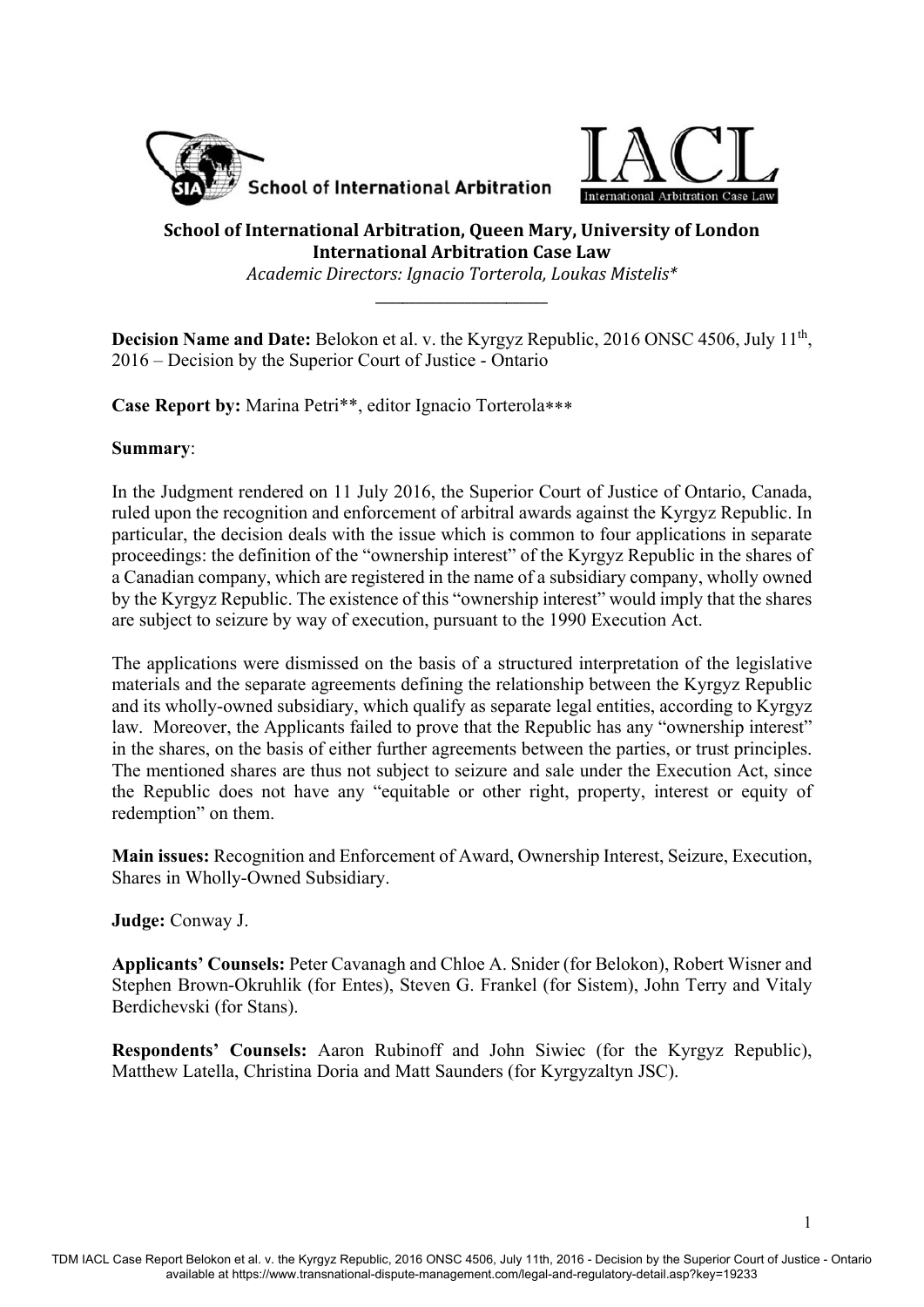**School of International Arbitration, Queen Mary, University of London**
**International Arbitration Case Law**
*Academic Directors: Ignacio Torterola, Loukas Mistelis**

---

**Decision Name and Date:** Belokon et al. v. the Kyrgyz Republic, 2016 ONSC 4506, July 11th, 2016 – Decision by the Superior Court of Justice - Ontario

**Case Report by:** Marina Petri**, editor Ignacio Torterola***

**Summary**:

In the Judgment rendered on 11 July 2016, the Superior Court of Justice of Ontario, Canada, ruled upon the recognition and enforcement of arbitral awards against the Kyrgyz Republic. In particular, the decision deals with the issue which is common to four applications in separate proceedings: the definition of the "ownership interest" of the Kyrgyz Republic in the shares of a Canadian company, which are registered in the name of a subsidiary company, wholly owned by the Kyrgyz Republic. The existence of this "ownership interest" would imply that the shares are subject to seizure by way of execution, pursuant to the 1990 Execution Act.

The applications were dismissed on the basis of a structured interpretation of the legislative materials and the separate agreements defining the relationship between the Kyrgyz Republic and its wholly-owned subsidiary, which qualify as separate legal entities, according to Kyrgyz law. Moreover, the Applicants failed to prove that the Republic has any "ownership interest" in the shares, on the basis of either further agreements between the parties, or trust principles. The mentioned shares are thus not subject to seizure and sale under the Execution Act, since the Republic does not have any "equitable or other right, property, interest or equity of redemption" on them.

**Main issues:** Recognition and Enforcement of Award, Ownership Interest, Seizure, Execution, Shares in Wholly-Owned Subsidiary.

**Judge:** Conway J.

**Applicants' Counsels:** Peter Cavanagh and Chloe A. Snider (for Belokon), Robert Wisner and Stephen Brown-Okruhlik (for Entes), Steven G. Frankel (for Sistem), John Terry and Vitaly Berdichevski (for Stans).

**Respondents' Counsels:** Aaron Rubinoff and John Siwiec (for the Kyrgyz Republic), Matthew Latella, Christina Doria and Matt Saunders (for Kyrgyzaltyn JSC).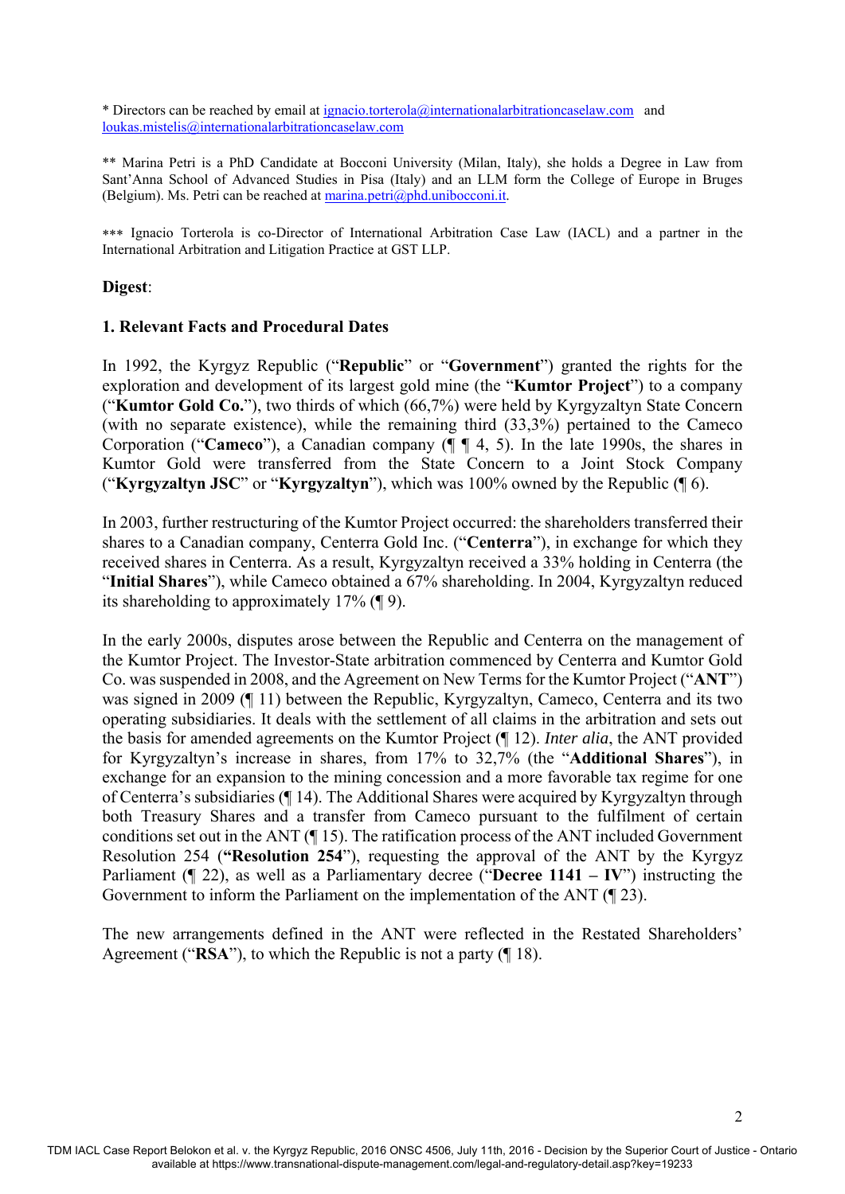\* Directors can be reached by email at ignacio.torterola@internationalarbitrationcaselaw.com and loukas.mistelis@internationalarbitrationcaselaw.com

\*\* Marina Petri is a PhD Candidate at Bocconi University (Milan, Italy), she holds a Degree in Law from Sant'Anna School of Advanced Studies in Pisa (Italy) and an LLM form the College of Europe in Bruges (Belgium). Ms. Petri can be reached at marina.petri@phd.unibocconi.it.

\*\*\* Ignacio Torterola is co-Director of International Arbitration Case Law (IACL) and a partner in the International Arbitration and Litigation Practice at GST LLP.

**Digest**:

**1. Relevant Facts and Procedural Dates**

In 1992, the Kyrgyz Republic ("**Republic**" or "**Government**") granted the rights for the exploration and development of its largest gold mine (the "**Kumtor Project**") to a company ("**Kumtor Gold Co.**"), two thirds of which (66,7%) were held by Kyrgyzaltyn State Concern (with no separate existence), while the remaining third (33,3%) pertained to the Cameco Corporation ("**Cameco**"), a Canadian company (¶ ¶ 4, 5). In the late 1990s, the shares in Kumtor Gold were transferred from the State Concern to a Joint Stock Company ("**Kyrgyzaltyn JSC**" or "**Kyrgyzaltyn**"), which was 100% owned by the Republic (¶ 6).

In 2003, further restructuring of the Kumtor Project occurred: the shareholders transferred their shares to a Canadian company, Centerra Gold Inc. ("**Centerra**"), in exchange for which they received shares in Centerra. As a result, Kyrgyzaltyn received a 33% holding in Centerra (the "**Initial Shares**"), while Cameco obtained a 67% shareholding. In 2004, Kyrgyzaltyn reduced its shareholding to approximately 17% (¶ 9).

In the early 2000s, disputes arose between the Republic and Centerra on the management of the Kumtor Project. The Investor-State arbitration commenced by Centerra and Kumtor Gold Co. was suspended in 2008, and the Agreement on New Terms for the Kumtor Project ("**ANT**") was signed in 2009 (¶ 11) between the Republic, Kyrgyzaltyn, Cameco, Centerra and its two operating subsidiaries. It deals with the settlement of all claims in the arbitration and sets out the basis for amended agreements on the Kumtor Project (¶ 12). *Inter alia*, the ANT provided for Kyrgyzaltyn's increase in shares, from 17% to 32,7% (the "**Additional Shares**"), in exchange for an expansion to the mining concession and a more favorable tax regime for one of Centerra's subsidiaries (¶ 14). The Additional Shares were acquired by Kyrgyzaltyn through both Treasury Shares and a transfer from Cameco pursuant to the fulfilment of certain conditions set out in the ANT (¶ 15). The ratification process of the ANT included Government Resolution 254 (**"Resolution 254**"), requesting the approval of the ANT by the Kyrgyz Parliament (¶ 22), as well as a Parliamentary decree ("**Decree 1141 – IV**") instructing the Government to inform the Parliament on the implementation of the ANT (¶ 23).

The new arrangements defined in the ANT were reflected in the Restated Shareholders' Agreement ("**RSA**"), to which the Republic is not a party (¶ 18).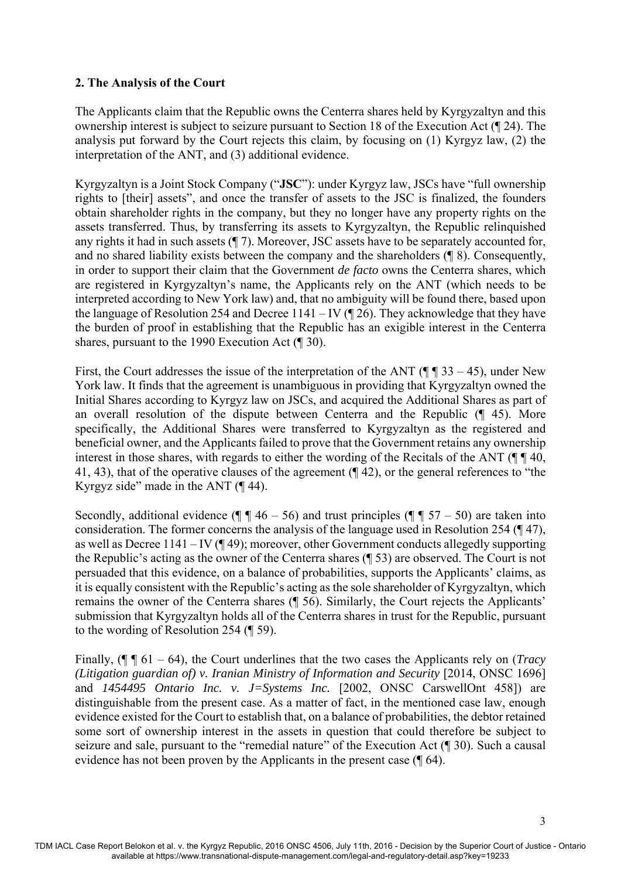## 2. The Analysis of the Court

The Applicants claim that the Republic owns the Centerra shares held by Kyrgyzaltyn and this ownership interest is subject to seizure pursuant to Section 18 of the Execution Act (¶ 24). The analysis put forward by the Court rejects this claim, by focusing on (1) Kyrgyz law, (2) the interpretation of the ANT, and (3) additional evidence.

Kyrgyzaltyn is a Joint Stock Company ("**JSC**"): under Kyrgyz law, JSCs have "full ownership rights to [their] assets", and once the transfer of assets to the JSC is finalized, the founders obtain shareholder rights in the company, but they no longer have any property rights on the assets transferred. Thus, by transferring its assets to Kyrgyzaltyn, the Republic relinquished any rights it had in such assets (¶ 7). Moreover, JSC assets have to be separately accounted for, and no shared liability exists between the company and the shareholders (¶ 8). Consequently, in order to support their claim that the Government *de facto* owns the Centerra shares, which are registered in Kyrgyzaltyn's name, the Applicants rely on the ANT (which needs to be interpreted according to New York law) and, that no ambiguity will be found there, based upon the language of Resolution 254 and Decree 1141 – IV (¶ 26). They acknowledge that they have the burden of proof in establishing that the Republic has an exigible interest in the Centerra shares, pursuant to the 1990 Execution Act (¶ 30).

First, the Court addresses the issue of the interpretation of the ANT (¶ ¶ 33 – 45), under New York law. It finds that the agreement is unambiguous in providing that Kyrgyzaltyn owned the Initial Shares according to Kyrgyz law on JSCs, and acquired the Additional Shares as part of an overall resolution of the dispute between Centerra and the Republic (¶ 45). More specifically, the Additional Shares were transferred to Kyrgyzaltyn as the registered and beneficial owner, and the Applicants failed to prove that the Government retains any ownership interest in those shares, with regards to either the wording of the Recitals of the ANT (¶ ¶ 40, 41, 43), that of the operative clauses of the agreement (¶ 42), or the general references to "the Kyrgyz side" made in the ANT (¶ 44).

Secondly, additional evidence (¶ ¶ 46 – 56) and trust principles (¶ ¶ 57 – 50) are taken into consideration. The former concerns the analysis of the language used in Resolution 254 (¶ 47), as well as Decree 1141 – IV (¶ 49); moreover, other Government conducts allegedly supporting the Republic's acting as the owner of the Centerra shares (¶ 53) are observed. The Court is not persuaded that this evidence, on a balance of probabilities, supports the Applicants' claims, as it is equally consistent with the Republic's acting as the sole shareholder of Kyrgyzaltyn, which remains the owner of the Centerra shares (¶ 56). Similarly, the Court rejects the Applicants' submission that Kyrgyzaltyn holds all of the Centerra shares in trust for the Republic, pursuant to the wording of Resolution 254 (¶ 59).

Finally, (¶ ¶ 61 – 64), the Court underlines that the two cases the Applicants rely on (*Tracy (Litigation guardian of) v. Iranian Ministry of Information and Security* [2014, ONSC 1696] and *1454495 Ontario Inc. v. J=Systems Inc.* [2002, ONSC CarswellOnt 458]) are distinguishable from the present case. As a matter of fact, in the mentioned case law, enough evidence existed for the Court to establish that, on a balance of probabilities, the debtor retained some sort of ownership interest in the assets in question that could therefore be subject to seizure and sale, pursuant to the "remedial nature" of the Execution Act (¶ 30). Such a causal evidence has not been proven by the Applicants in the present case (¶ 64).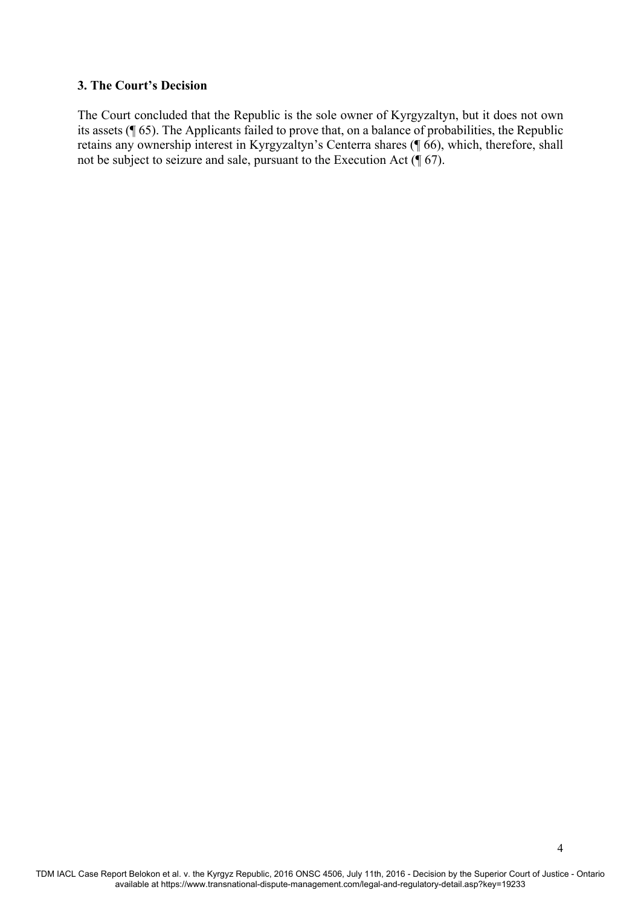### 3. The Court's Decision

The Court concluded that the Republic is the sole owner of Kyrgyzaltyn, but it does not own its assets (¶ 65). The Applicants failed to prove that, on a balance of probabilities, the Republic retains any ownership interest in Kyrgyzaltyn's Centerra shares (¶ 66), which, therefore, shall not be subject to seizure and sale, pursuant to the Execution Act (¶ 67).